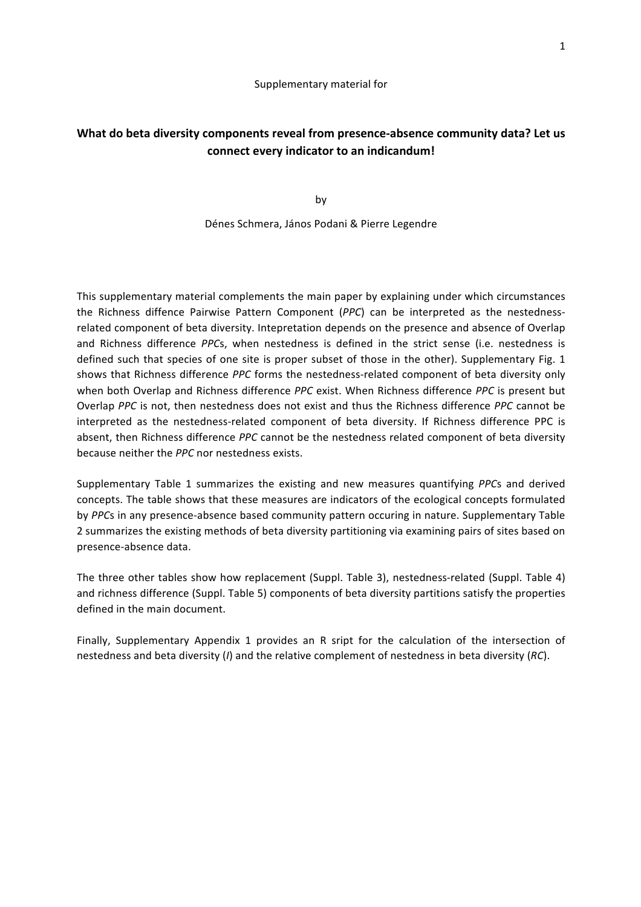Supplementary material for

# What do beta diversity components reveal from presence-absence community data? Let us connect every indicator to an indicandum!

by

Dénes Schmera, János Podani & Pierre Legendre

This supplementary material complements the main paper by explaining under which circumstances the Richness diffence Pairwise Pattern Component (*PPC*) can be interpreted as the nestedness-related component of beta diversity. Intepretation depends on the presence and absence of Overlap and Richness difference *PPC*s, when nestedness is defined in the strict sense (i.e. nestedness is defined such that species of one site is proper subset of those in the other). Supplementary Fig. 1 shows that Richness difference *PPC* forms the nestedness-related component of beta diversity only when both Overlap and Richness difference *PPC* exist. When Richness difference *PPC* is present but Overlap *PPC* is not, then nestedness does not exist and thus the Richness difference *PPC* cannot be interpreted as the nestedness-related component of beta diversity. If Richness difference PPC is absent, then Richness difference *PPC* cannot be the nestedness related component of beta diversity because neither the *PPC* nor nestedness exists.

Supplementary Table 1 summarizes the existing and new measures quantifying *PPC*s and derived concepts. The table shows that these measures are indicators of the ecological concepts formulated by *PPC*s in any presence-absence based community pattern occuring in nature. Supplementary Table 2 summarizes the existing methods of beta diversity partitioning via examining pairs of sites based on presence-absence data.

The three other tables show how replacement (Suppl. Table 3), nestedness-related (Suppl. Table 4) and richness difference (Suppl. Table 5) components of beta diversity partitions satisfy the properties defined in the main document.

Finally, Supplementary Appendix 1 provides an R sript for the calculation of the intersection of nestedness and beta diversity (*I*) and the relative complement of nestedness in beta diversity (*RC*).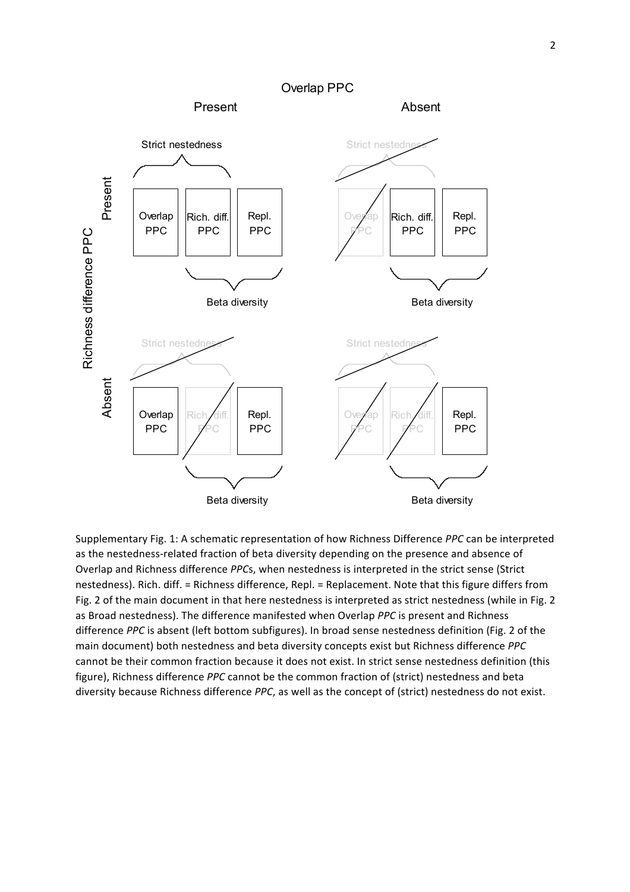Overlap PPC

Present

Absent

Richness difference PPC

Present

Absent

Strict nestedness

Overlap PPC

Rich. diff. PPC

Repl. PPC

Beta diversity

Strict nestedness

Overlap PPC

Rich. diff. PPC

Repl. PPC

Beta diversity

Strict nestedness

Overlap PPC

Rich. diff. PPC

Repl. PPC

Beta diversity

Strict nestedness

Overlap PPC

Rich. diff. PPC

Repl. PPC

Beta diversity

Supplementary Fig. 1: A schematic representation of how Richness Difference *PPC* can be interpreted as the nestedness-related fraction of beta diversity depending on the presence and absence of Overlap and Richness difference *PPC*s, when nestedness is interpreted in the strict sense (Strict nestedness). Rich. diff. = Richness difference, Repl. = Replacement. Note that this figure differs from Fig. 2 of the main document in that here nestedness is interpreted as strict nestedness (while in Fig. 2 as Broad nestedness). The difference manifested when Overlap *PPC* is present and Richness difference *PPC* is absent (left bottom subfigures). In broad sense nestedness definition (Fig. 2 of the main document) both nestedness and beta diversity concepts exist but Richness difference *PPC* cannot be their common fraction because it does not exist. In strict sense nestedness definition (this figure), Richness difference *PPC* cannot be the common fraction of (strict) nestedness and beta diversity because Richness difference *PPC*, as well as the concept of (strict) nestedness do not exist.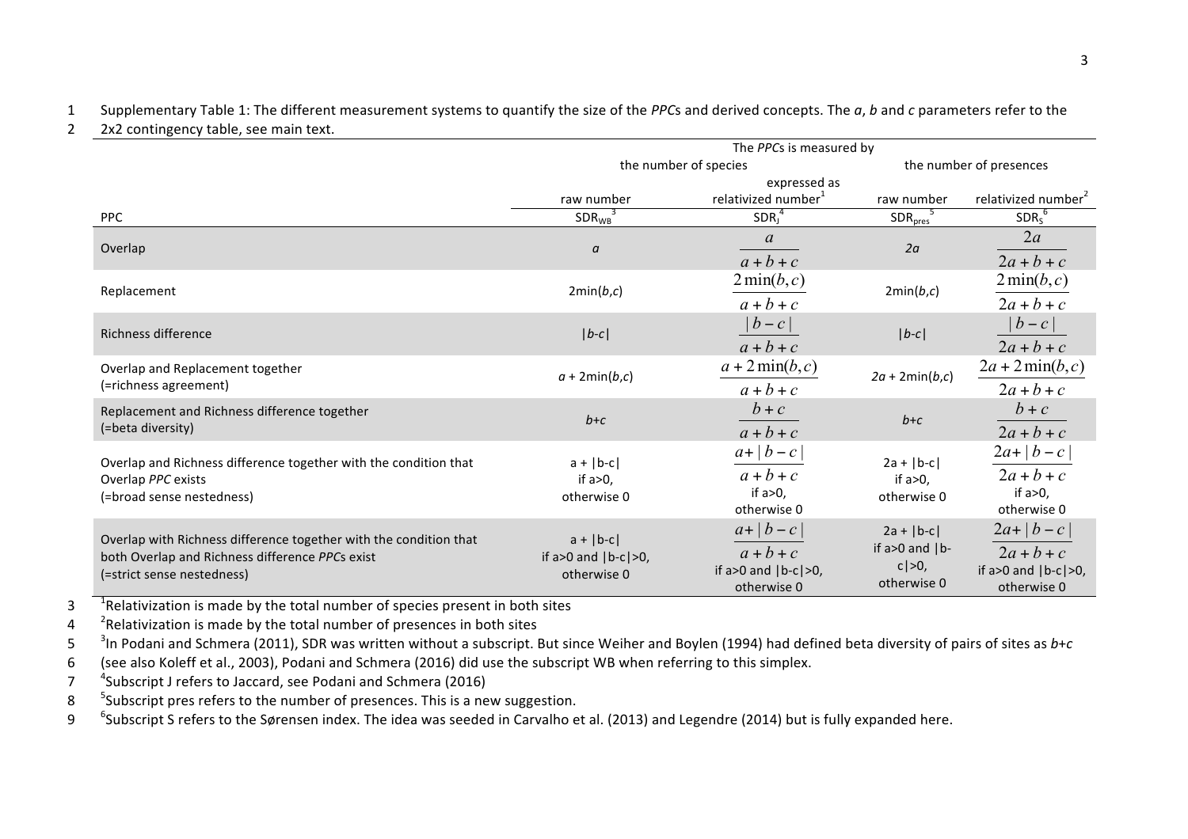Supplementary Table 1: The different measurement systems to quantify the size of the *PPC*s and derived concepts. The *a*, *b* and *c* parameters refer to the 2x2 contingency table, see main text.

| | The *PPC*s is measured by | | | |
|---|---|---|---|---|
| | the number of species | | the number of presences | |
| | expressed as | | | |
| | raw number | relativized number[1] | raw number | relativized number[2] |
| PPC | $SDR_{WB}$[3] | $SDR_J$[4] | $SDR_{pres}$[5] | $SDR_S$[6] |
| Overlap | $a$ | $\frac{a}{a+b+c}$ | $2a$ | $\frac{2a}{2a+b+c}$ |
| Replacement | $2\min(b,c)$ | $\frac{2\min(b,c)}{a+b+c}$ | $2\min(b,c)$ | $\frac{2\min(b,c)}{2a+b+c}$ |
| Richness difference | $\lvert b-c \rvert$ | $\frac{\lvert b-c \rvert}{a+b+c}$ | $\lvert b-c \rvert$ | $\frac{\lvert b-c \rvert}{2a+b+c}$ |
| Overlap and Replacement together (=richness agreement) | $a + 2\min(b,c)$ | $\frac{a+2\min(b,c)}{a+b+c}$ | $2a + 2\min(b,c)$ | $\frac{2a+2\min(b,c)}{2a+b+c}$ |
| Replacement and Richness difference together (=beta diversity) | $b+c$ | $\frac{b+c}{a+b+c}$ | $b+c$ | $\frac{b+c}{2a+b+c}$ |
| Overlap and Richness difference together with the condition that Overlap *PPC* exists (=broad sense nestedness) | $a + \lvert b-c \rvert$ if $a>0$, otherwise 0 | $\frac{a+\lvert b-c \rvert}{a+b+c}$ if $a>0$, otherwise 0 | $2a + \lvert b-c \rvert$ if $a>0$, otherwise 0 | $\frac{2a+\lvert b-c \rvert}{2a+b+c}$ if $a>0$, otherwise 0 |
| Overlap with Richness difference together with the condition that both Overlap and Richness difference *PPC*s exist (=strict sense nestedness) | $a + \lvert b-c \rvert$ if $a>0$ and $\lvert b-c \rvert>0$, otherwise 0 | $\frac{a+\lvert b-c \rvert}{a+b+c}$ if $a>0$ and $\lvert b-c \rvert>0$, otherwise 0 | $2a + \lvert b-c \rvert$ if $a>0$ and $\lvert b-c \rvert>0$, otherwise 0 | $\frac{2a+\lvert b-c \rvert}{2a+b+c}$ if $a>0$ and $\lvert b-c \rvert>0$, otherwise 0 |

[1]Relativization is made by the total number of species present in both sites

[2]Relativization is made by the total number of presences in both sites

[3]In Podani and Schmera (2011), SDR was written without a subscript. But since Weiher and Boylen (1994) had defined beta diversity of pairs of sites as *b*+*c* (see also Koleff et al., 2003), Podani and Schmera (2016) did use the subscript WB when referring to this simplex.

[4]Subscript J refers to Jaccard, see Podani and Schmera (2016)

[5]Subscript pres refers to the number of presences. This is a new suggestion.

[6]Subscript S refers to the Sørensen index. The idea was seeded in Carvalho et al. (2013) and Legendre (2014) but is fully expanded here.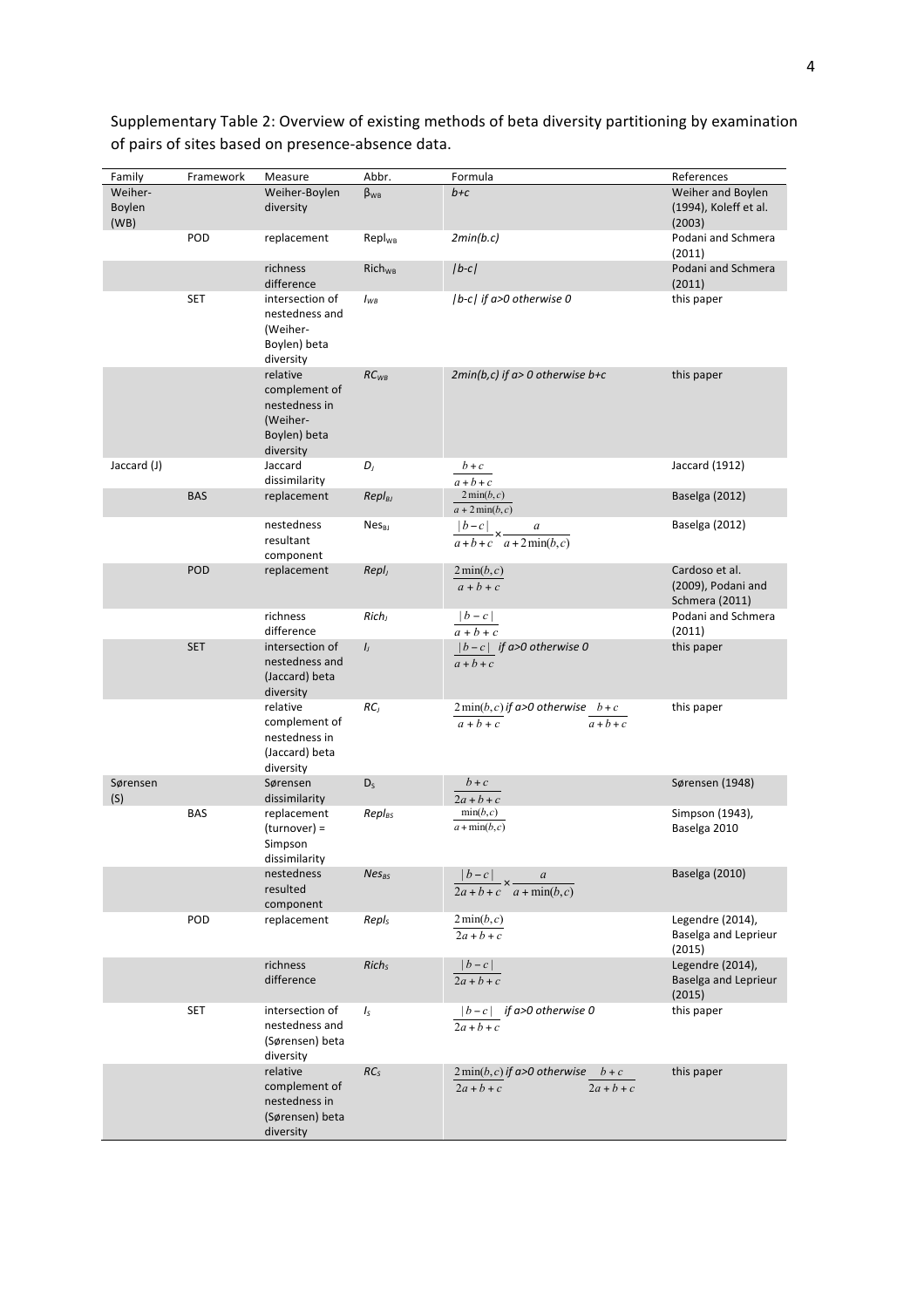Supplementary Table 2: Overview of existing methods of beta diversity partitioning by examination of pairs of sites based on presence-absence data.

| Family | Framework | Measure | Abbr. | Formula | References |
|---|---|---|---|---|---|
| Weiher-Boylen (WB) | | Weiher-Boylen diversity | $\beta_{WB}$ | $b+c$ | Weiher and Boylen (1994), Koleff et al. (2003) |
| | POD | replacement | $Repl_{WB}$ | $2min(b.c)$ | Podani and Schmera (2011) |
| | | richness difference | $Rich_{WB}$ | $\|b-c\|$ | Podani and Schmera (2011) |
| | SET | intersection of nestedness and (Weiher-Boylen) beta diversity | $I_{WB}$ | $\|b-c\|$ *if a>0 otherwise 0* | this paper |
| | | relative complement of nestedness in (Weiher-Boylen) beta diversity | $RC_{WB}$ | $2min(b,c)$ *if a> 0 otherwise* $b+c$ | this paper |
| Jaccard (J) | | Jaccard dissimilarity | $D_J$ | $\frac{b+c}{a+b+c}$ | Jaccard (1912) |
| | BAS | replacement | $Repl_{BJ}$ | $\frac{2\min(b,c)}{a+2\min(b,c)}$ | Baselga (2012) |
| | | nestedness resultant component | $Nes_{BJ}$ | $\frac{\|b-c\|}{a+b+c}\times\frac{a}{a+2\min(b,c)}$ | Baselga (2012) |
| | POD | replacement | $Repl_J$ | $\frac{2\min(b,c)}{a+b+c}$ | Cardoso et al. (2009), Podani and Schmera (2011) |
| | | richness difference | $Rich_J$ | $\frac{\|b-c\|}{a+b+c}$ | Podani and Schmera (2011) |
| | SET | intersection of nestedness and (Jaccard) beta diversity | $I_J$ | $\frac{\|b-c\|}{a+b+c}$ *if a>0 otherwise 0* | this paper |
| | | relative complement of nestedness in (Jaccard) beta diversity | $RC_J$ | $\frac{2\min(b,c)}{a+b+c}$ *if a>0 otherwise* $\frac{b+c}{a+b+c}$ | this paper |
| Sørensen (S) | | Sørensen dissimilarity | $D_S$ | $\frac{b+c}{2a+b+c}$ | Sørensen (1948) |
| | BAS | replacement (turnover) = Simpson dissimilarity | $Repl_{BS}$ | $\frac{\min(b,c)}{a+\min(b,c)}$ | Simpson (1943), Baselga 2010 |
| | | nestedness resulted component | $Nes_{BS}$ | $\frac{\|b-c\|}{2a+b+c}\times\frac{a}{a+\min(b,c)}$ | Baselga (2010) |
| | POD | replacement | $Repl_S$ | $\frac{2\min(b,c)}{2a+b+c}$ | Legendre (2014), Baselga and Leprieur (2015) |
| | | richness difference | $Rich_S$ | $\frac{\|b-c\|}{2a+b+c}$ | Legendre (2014), Baselga and Leprieur (2015) |
| | SET | intersection of nestedness and (Sørensen) beta diversity | $I_S$ | $\frac{\|b-c\|}{2a+b+c}$ *if a>0 otherwise 0* | this paper |
| | | relative complement of nestedness in (Sørensen) beta diversity | $RC_S$ | $\frac{2\min(b,c)}{2a+b+c}$ *if a>0 otherwise* $\frac{b+c}{2a+b+c}$ | this paper |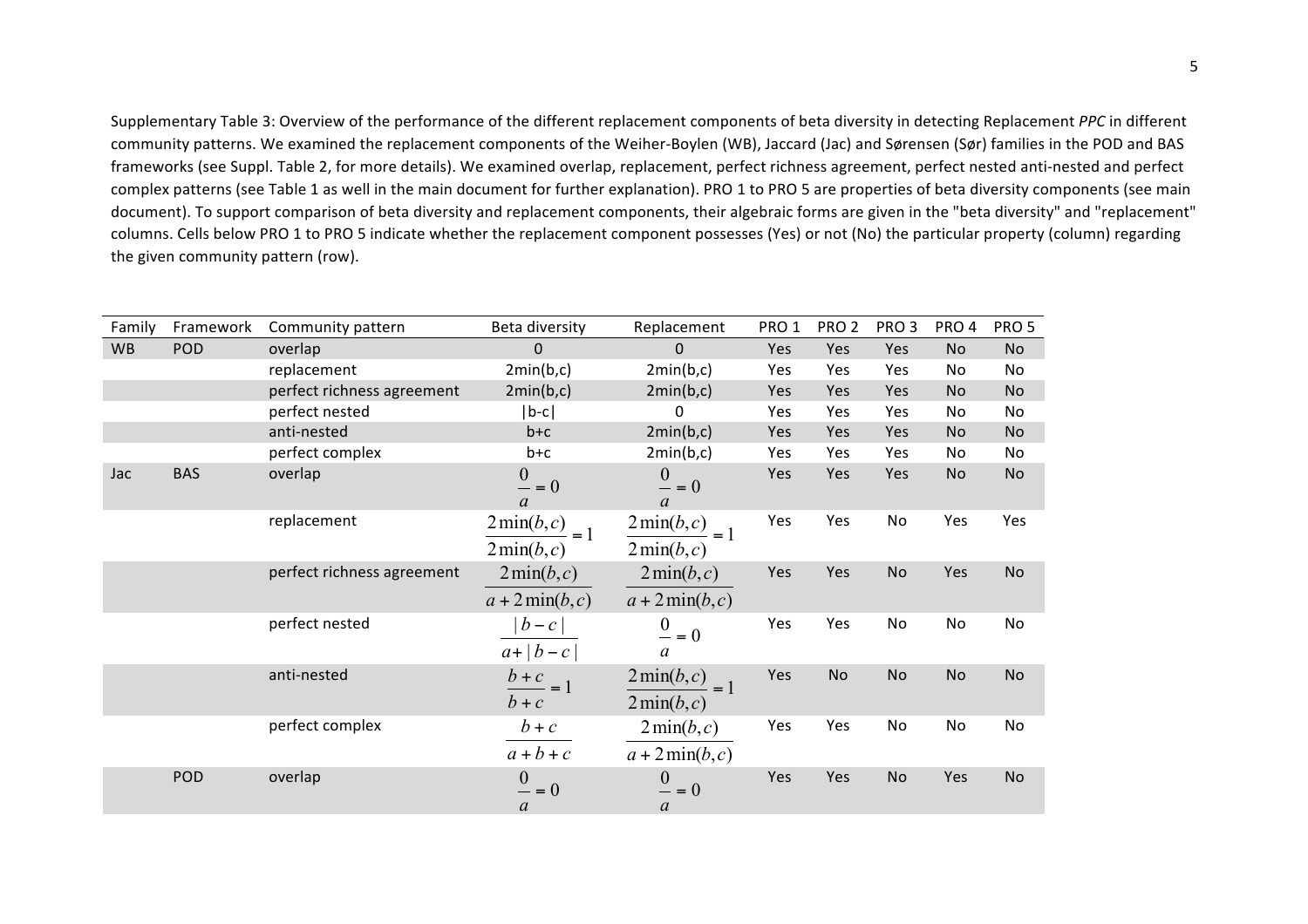Supplementary Table 3: Overview of the performance of the different replacement components of beta diversity in detecting Replacement *PPC* in different community patterns. We examined the replacement components of the Weiher-Boylen (WB), Jaccard (Jac) and Sørensen (Sør) families in the POD and BAS frameworks (see Suppl. Table 2, for more details). We examined overlap, replacement, perfect richness agreement, perfect nested anti-nested and perfect complex patterns (see Table 1 as well in the main document for further explanation). PRO 1 to PRO 5 are properties of beta diversity components (see main document). To support comparison of beta diversity and replacement components, their algebraic forms are given in the "beta diversity" and "replacement" columns. Cells below PRO 1 to PRO 5 indicate whether the replacement component possesses (Yes) or not (No) the particular property (column) regarding the given community pattern (row).

| Family | Framework | Community pattern | Beta diversity | Replacement | PRO 1 | PRO 2 | PRO 3 | PRO 4 | PRO 5 |
|---|---|---|---|---|---|---|---|---|---|
| WB | POD | overlap | 0 | 0 | Yes | Yes | Yes | No | No |
| | | replacement | 2min(b,c) | 2min(b,c) | Yes | Yes | Yes | No | No |
| | | perfect richness agreement | 2min(b,c) | 2min(b,c) | Yes | Yes | Yes | No | No |
| | | perfect nested | $\lvert b-c \rvert$ | 0 | Yes | Yes | Yes | No | No |
| | | anti-nested | b+c | 2min(b,c) | Yes | Yes | Yes | No | No |
| | | perfect complex | b+c | 2min(b,c) | Yes | Yes | Yes | No | No |
| Jac | BAS | overlap | $\frac{0}{a}=0$ | $\frac{0}{a}=0$ | Yes | Yes | Yes | No | No |
| | | replacement | $\frac{2\min(b,c)}{2\min(b,c)}=1$ | $\frac{2\min(b,c)}{2\min(b,c)}=1$ | Yes | Yes | No | Yes | Yes |
| | | perfect richness agreement | $\frac{2\min(b,c)}{a+2\min(b,c)}$ | $\frac{2\min(b,c)}{a+2\min(b,c)}$ | Yes | Yes | No | Yes | No |
| | | perfect nested | $\frac{\lvert b-c \rvert}{a+\lvert b-c \rvert}$ | $\frac{0}{a}=0$ | Yes | Yes | No | No | No |
| | | anti-nested | $\frac{b+c}{b+c}=1$ | $\frac{2\min(b,c)}{2\min(b,c)}=1$ | Yes | No | No | No | No |
| | | perfect complex | $\frac{b+c}{a+b+c}$ | $\frac{2\min(b,c)}{a+2\min(b,c)}$ | Yes | Yes | No | No | No |
| | POD | overlap | $\frac{0}{a}=0$ | $\frac{0}{a}=0$ | Yes | Yes | No | Yes | No |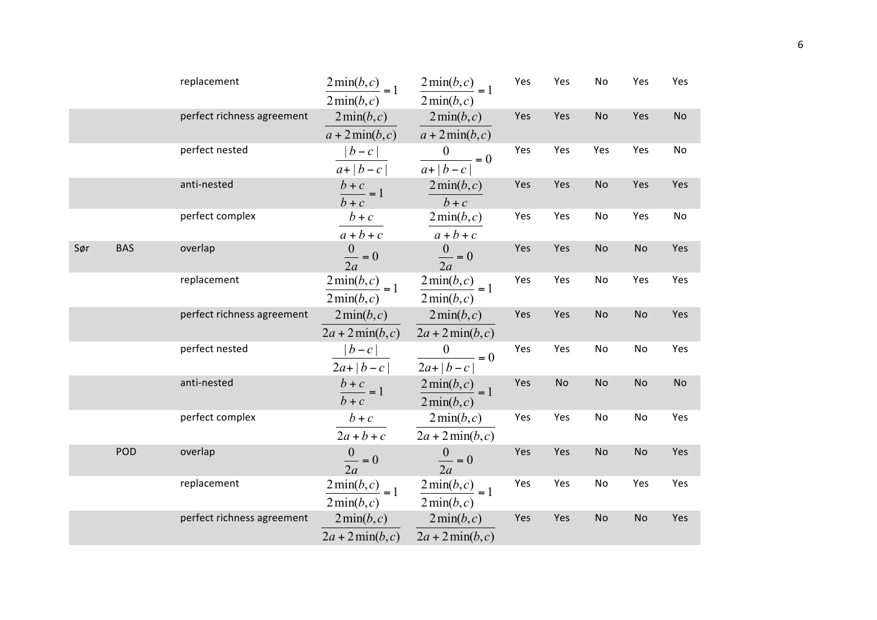| | | | | | | | | | |
|---|---|---|---|---|---|---|---|---|---|
| | | replacement | $\frac{2\min(b,c)}{2\min(b,c)}=1$ | $\frac{2\min(b,c)}{2\min(b,c)}=1$ | Yes | Yes | No | Yes | Yes |
| | | perfect richness agreement | $\frac{2\min(b,c)}{a+2\min(b,c)}$ | $\frac{2\min(b,c)}{a+2\min(b,c)}$ | Yes | Yes | No | Yes | No |
| | | perfect nested | $\frac{\|b-c\|}{a+\|b-c\|}$ | $\frac{0}{a+\|b-c\|}=0$ | Yes | Yes | Yes | Yes | No |
| | | anti-nested | $\frac{b+c}{b+c}=1$ | $\frac{2\min(b,c)}{b+c}$ | Yes | Yes | No | Yes | Yes |
| | | perfect complex | $\frac{b+c}{a+b+c}$ | $\frac{2\min(b,c)}{a+b+c}$ | Yes | Yes | No | Yes | No |
| Sør | BAS | overlap | $\frac{0}{2a}=0$ | $\frac{0}{2a}=0$ | Yes | Yes | No | No | Yes |
| | | replacement | $\frac{2\min(b,c)}{2\min(b,c)}=1$ | $\frac{2\min(b,c)}{2\min(b,c)}=1$ | Yes | Yes | No | Yes | Yes |
| | | perfect richness agreement | $\frac{2\min(b,c)}{2a+2\min(b,c)}$ | $\frac{2\min(b,c)}{2a+2\min(b,c)}$ | Yes | Yes | No | No | Yes |
| | | perfect nested | $\frac{\|b-c\|}{2a+\|b-c\|}$ | $\frac{0}{2a+\|b-c\|}=0$ | Yes | Yes | No | No | Yes |
| | | anti-nested | $\frac{b+c}{b+c}=1$ | $\frac{2\min(b,c)}{2\min(b,c)}=1$ | Yes | No | No | No | No |
| | | perfect complex | $\frac{b+c}{2a+b+c}$ | $\frac{2\min(b,c)}{2a+2\min(b,c)}$ | Yes | Yes | No | No | Yes |
| | POD | overlap | $\frac{0}{2a}=0$ | $\frac{0}{2a}=0$ | Yes | Yes | No | No | Yes |
| | | replacement | $\frac{2\min(b,c)}{2\min(b,c)}=1$ | $\frac{2\min(b,c)}{2\min(b,c)}=1$ | Yes | Yes | No | Yes | Yes |
| | | perfect richness agreement | $\frac{2\min(b,c)}{2a+2\min(b,c)}$ | $\frac{2\min(b,c)}{2a+2\min(b,c)}$ | Yes | Yes | No | No | Yes |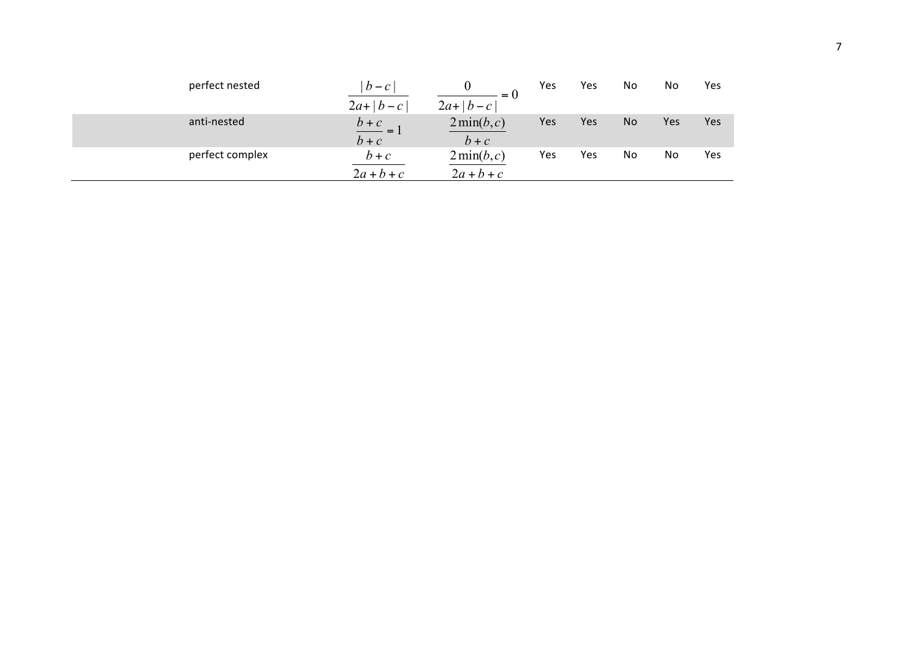| | | | | | | | |
|---|---|---|---|---|---|---|---|
| perfect nested | $\frac{\mid b-c \mid}{2a+\mid b-c \mid}$ | $\frac{0}{2a+\mid b-c \mid}=0$ | Yes | Yes | No | No | Yes |
| anti-nested | $\frac{b+c}{b+c}=1$ | $\frac{2\min(b,c)}{b+c}$ | Yes | Yes | No | Yes | Yes |
| perfect complex | $\frac{b+c}{2a+b+c}$ | $\frac{2\min(b,c)}{2a+b+c}$ | Yes | Yes | No | No | Yes |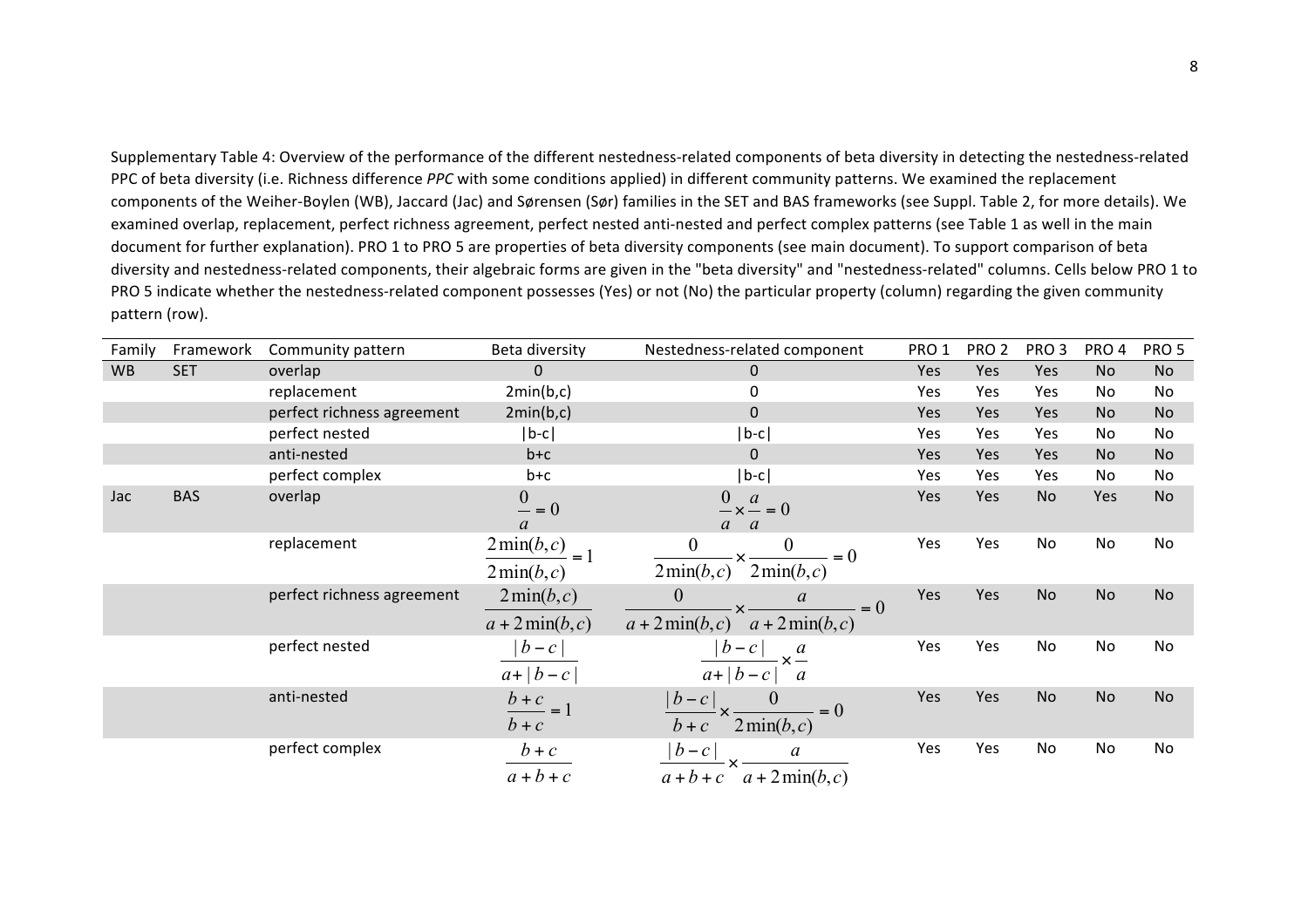Supplementary Table 4: Overview of the performance of the different nestedness-related components of beta diversity in detecting the nestedness-related PPC of beta diversity (i.e. Richness difference *PPC* with some conditions applied) in different community patterns. We examined the replacement components of the Weiher-Boylen (WB), Jaccard (Jac) and Sørensen (Sør) families in the SET and BAS frameworks (see Suppl. Table 2, for more details). We examined overlap, replacement, perfect richness agreement, perfect nested anti-nested and perfect complex patterns (see Table 1 as well in the main document for further explanation). PRO 1 to PRO 5 are properties of beta diversity components (see main document). To support comparison of beta diversity and nestedness-related components, their algebraic forms are given in the "beta diversity" and "nestedness-related" columns. Cells below PRO 1 to PRO 5 indicate whether the nestedness-related component possesses (Yes) or not (No) the particular property (column) regarding the given community pattern (row).

| Family | Framework | Community pattern | Beta diversity | Nestedness-related component | PRO 1 | PRO 2 | PRO 3 | PRO 4 | PRO 5 |
|---|---|---|---|---|---|---|---|---|---|
| WB | SET | overlap | 0 | 0 | Yes | Yes | Yes | No | No |
| | | replacement | 2min(b,c) | 0 | Yes | Yes | Yes | No | No |
| | | perfect richness agreement | 2min(b,c) | 0 | Yes | Yes | Yes | No | No |
| | | perfect nested | \|b-c\| | \|b-c\| | Yes | Yes | Yes | No | No |
| | | anti-nested | b+c | 0 | Yes | Yes | Yes | No | No |
| | | perfect complex | b+c | \|b-c\| | Yes | Yes | Yes | No | No |
| Jac | BAS | overlap | $\frac{0}{a}=0$ | $\frac{0}{a}\times\frac{a}{a}=0$ | Yes | Yes | No | Yes | No |
| | | replacement | $\frac{2\min(b,c)}{2\min(b,c)}=1$ | $\frac{0}{2\min(b,c)}\times\frac{0}{2\min(b,c)}=0$ | Yes | Yes | No | No | No |
| | | perfect richness agreement | $\frac{2\min(b,c)}{a+2\min(b,c)}$ | $\frac{0}{a+2\min(b,c)}\times\frac{a}{a+2\min(b,c)}=0$ | Yes | Yes | No | No | No |
| | | perfect nested | $\frac{\|b-c\|}{a+\|b-c\|}$ | $\frac{\|b-c\|}{a+\|b-c\|}\times\frac{a}{a}$ | Yes | Yes | No | No | No |
| | | anti-nested | $\frac{b+c}{b+c}=1$ | $\frac{\|b-c\|}{b+c}\times\frac{0}{2\min(b,c)}=0$ | Yes | Yes | No | No | No |
| | | perfect complex | $\frac{b+c}{a+b+c}$ | $\frac{\|b-c\|}{a+b+c}\times\frac{a}{a+2\min(b,c)}$ | Yes | Yes | No | No | No |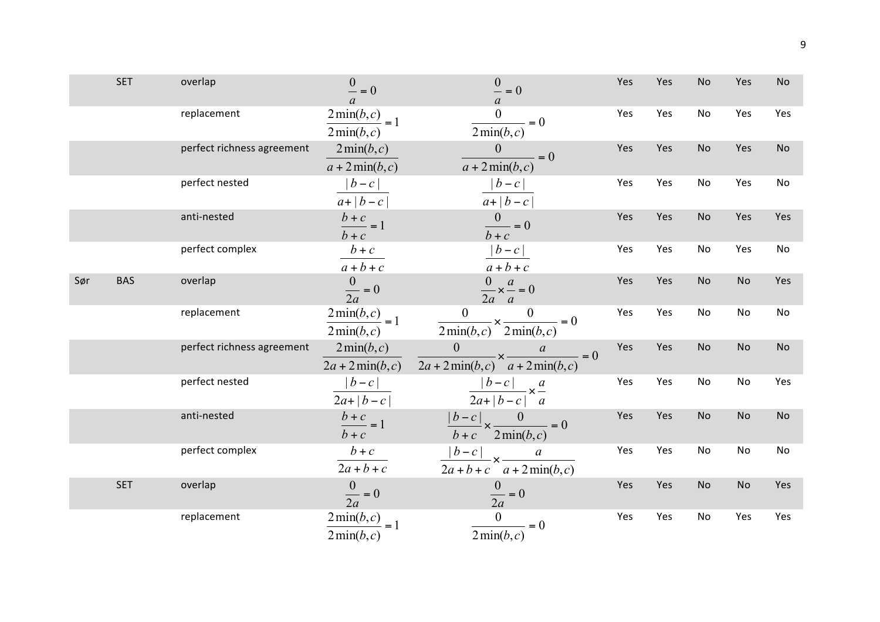| | | | | | | | | | |
|---|---|---|---|---|---|---|---|---|---|
| | SET | overlap | $\frac{0}{a} = 0$ | $\frac{0}{a} = 0$ | Yes | Yes | No | Yes | No |
| | | replacement | $\frac{2\min(b,c)}{2\min(b,c)} = 1$ | $\frac{0}{2\min(b,c)} = 0$ | Yes | Yes | No | Yes | Yes |
| | | perfect richness agreement | $\frac{2\min(b,c)}{a + 2\min(b,c)}$ | $\frac{0}{a + 2\min(b,c)} = 0$ | Yes | Yes | No | Yes | No |
| | | perfect nested | $\frac{\|b-c\|}{a + \|b-c\|}$ | $\frac{\|b-c\|}{a + \|b-c\|}$ | Yes | Yes | No | Yes | No |
| | | anti-nested | $\frac{b+c}{b+c} = 1$ | $\frac{0}{b+c} = 0$ | Yes | Yes | No | Yes | Yes |
| | | perfect complex | $\frac{b+c}{a+b+c}$ | $\frac{\|b-c\|}{a+b+c}$ | Yes | Yes | No | Yes | No |
| Sør | BAS | overlap | $\frac{0}{2a} = 0$ | $\frac{0}{2a} \times \frac{a}{a} = 0$ | Yes | Yes | No | No | Yes |
| | | replacement | $\frac{2\min(b,c)}{2\min(b,c)} = 1$ | $\frac{0}{2\min(b,c)} \times \frac{0}{2\min(b,c)} = 0$ | Yes | Yes | No | No | No |
| | | perfect richness agreement | $\frac{2\min(b,c)}{2a + 2\min(b,c)}$ | $\frac{0}{2a + 2\min(b,c)} \times \frac{a}{a + 2\min(b,c)} = 0$ | Yes | Yes | No | No | No |
| | | perfect nested | $\frac{\|b-c\|}{2a + \|b-c\|}$ | $\frac{\|b-c\|}{2a + \|b-c\|} \times \frac{a}{a}$ | Yes | Yes | No | No | Yes |
| | | anti-nested | $\frac{b+c}{b+c} = 1$ | $\frac{\|b-c\|}{b+c} \times \frac{0}{2\min(b,c)} = 0$ | Yes | Yes | No | No | No |
| | | perfect complex | $\frac{b+c}{2a+b+c}$ | $\frac{\|b-c\|}{2a+b+c} \times \frac{a}{a + 2\min(b,c)}$ | Yes | Yes | No | No | No |
| | SET | overlap | $\frac{0}{2a} = 0$ | $\frac{0}{2a} = 0$ | Yes | Yes | No | No | Yes |
| | | replacement | $\frac{2\min(b,c)}{2\min(b,c)} = 1$ | $\frac{0}{2\min(b,c)} = 0$ | Yes | Yes | No | Yes | Yes |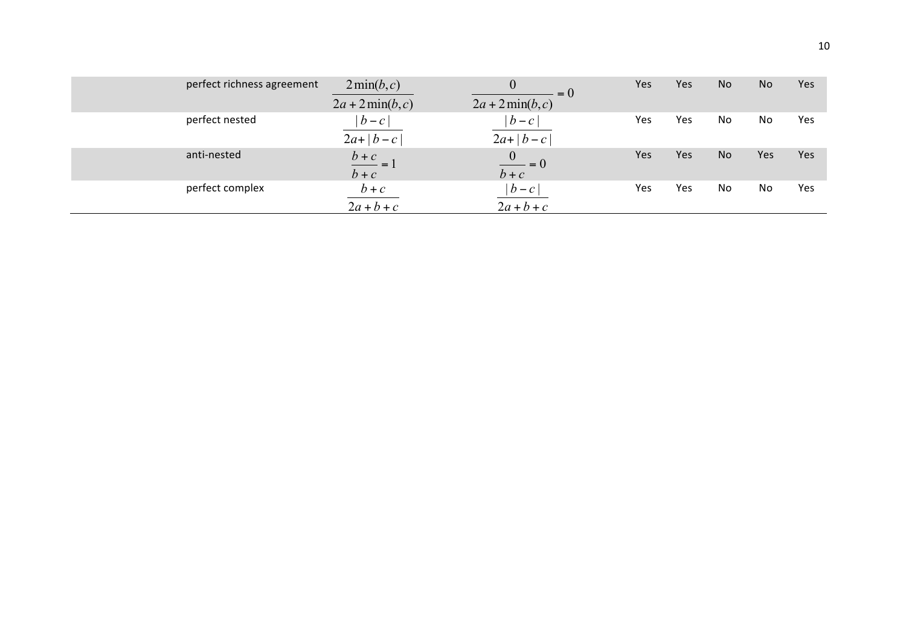| | | | | | | | | |
|---|---|---|---|---|---|---|---|---|
| perfect richness agreement | $\frac{2\min(b,c)}{2a+2\min(b,c)}$ | $\frac{0}{2a+2\min(b,c)}=0$ | Yes | Yes | No | No | Yes |
| perfect nested | $\frac{\|b-c\|}{2a+\|b-c\|}$ | $\frac{\|b-c\|}{2a+\|b-c\|}$ | Yes | Yes | No | No | Yes |
| anti-nested | $\frac{b+c}{b+c}=1$ | $\frac{0}{b+c}=0$ | Yes | Yes | No | Yes | Yes |
| perfect complex | $\frac{b+c}{2a+b+c}$ | $\frac{\|b-c\|}{2a+b+c}$ | Yes | Yes | No | No | Yes |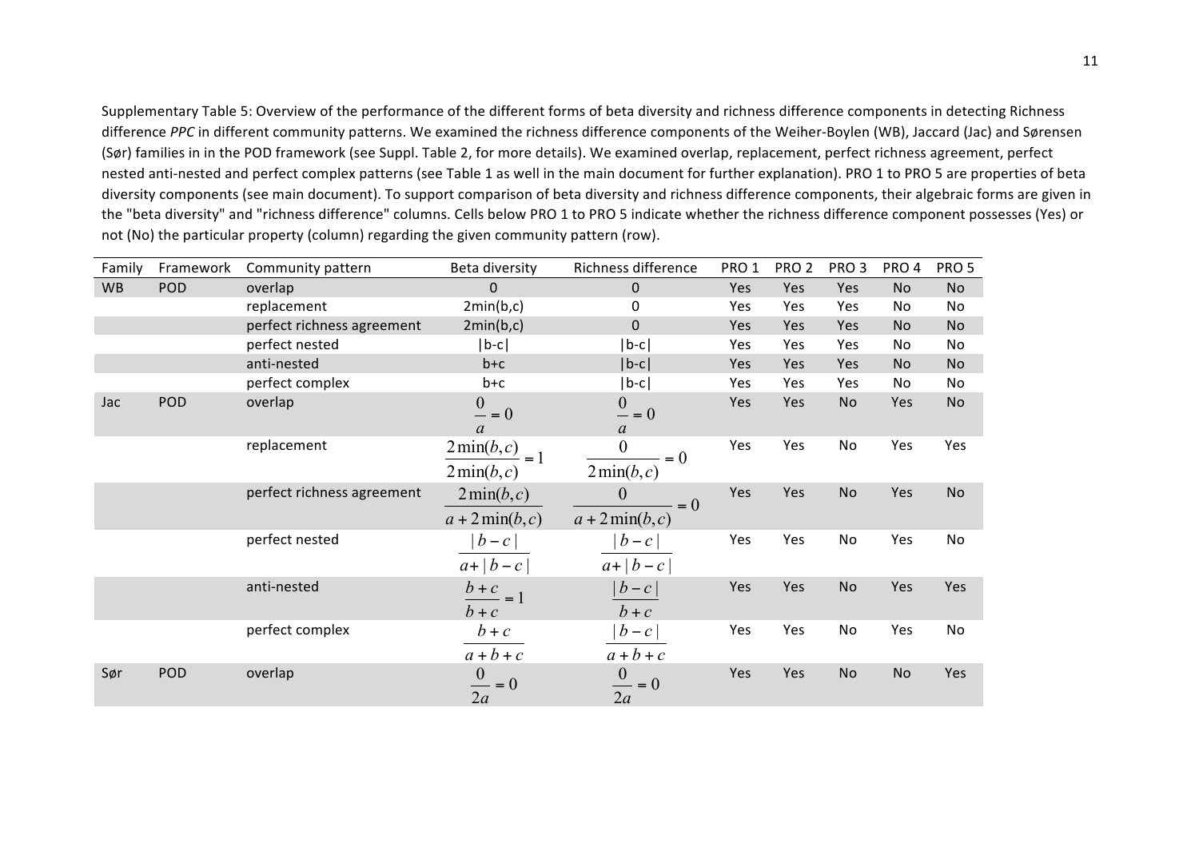Supplementary Table 5: Overview of the performance of the different forms of beta diversity and richness difference components in detecting Richness difference *PPC* in different community patterns. We examined the richness difference components of the Weiher-Boylen (WB), Jaccard (Jac) and Sørensen (Sør) families in in the POD framework (see Suppl. Table 2, for more details). We examined overlap, replacement, perfect richness agreement, perfect nested anti-nested and perfect complex patterns (see Table 1 as well in the main document for further explanation). PRO 1 to PRO 5 are properties of beta diversity components (see main document). To support comparison of beta diversity and richness difference components, their algebraic forms are given in the "beta diversity" and "richness difference" columns. Cells below PRO 1 to PRO 5 indicate whether the richness difference component possesses (Yes) or not (No) the particular property (column) regarding the given community pattern (row).

| Family | Framework | Community pattern | Beta diversity | Richness difference | PRO 1 | PRO 2 | PRO 3 | PRO 4 | PRO 5 |
|---|---|---|---|---|---|---|---|---|---|
| WB | POD | overlap | 0 | 0 | Yes | Yes | Yes | No | No |
| | | replacement | 2min(b,c) | 0 | Yes | Yes | Yes | No | No |
| | | perfect richness agreement | 2min(b,c) | 0 | Yes | Yes | Yes | No | No |
| | | perfect nested | \|b-c\| | \|b-c\| | Yes | Yes | Yes | No | No |
| | | anti-nested | b+c | \|b-c\| | Yes | Yes | Yes | No | No |
| | | perfect complex | b+c | \|b-c\| | Yes | Yes | Yes | No | No |
| Jac | POD | overlap | $\frac{0}{a}=0$ | $\frac{0}{a}=0$ | Yes | Yes | No | Yes | No |
| | | replacement | $\frac{2\min(b,c)}{2\min(b,c)}=1$ | $\frac{0}{2\min(b,c)}=0$ | Yes | Yes | No | Yes | Yes |
| | | perfect richness agreement | $\frac{2\min(b,c)}{a+2\min(b,c)}$ | $\frac{0}{a+2\min(b,c)}=0$ | Yes | Yes | No | Yes | No |
| | | perfect nested | $\frac{\lvert b-c\rvert}{a+\lvert b-c\rvert}$ | $\frac{\lvert b-c\rvert}{a+\lvert b-c\rvert}$ | Yes | Yes | No | Yes | No |
| | | anti-nested | $\frac{b+c}{b+c}=1$ | $\frac{\lvert b-c\rvert}{b+c}$ | Yes | Yes | No | Yes | Yes |
| | | perfect complex | $\frac{b+c}{a+b+c}$ | $\frac{\lvert b-c\rvert}{a+b+c}$ | Yes | Yes | No | Yes | No |
| Sør | POD | overlap | $\frac{0}{2a}=0$ | $\frac{0}{2a}=0$ | Yes | Yes | No | No | Yes |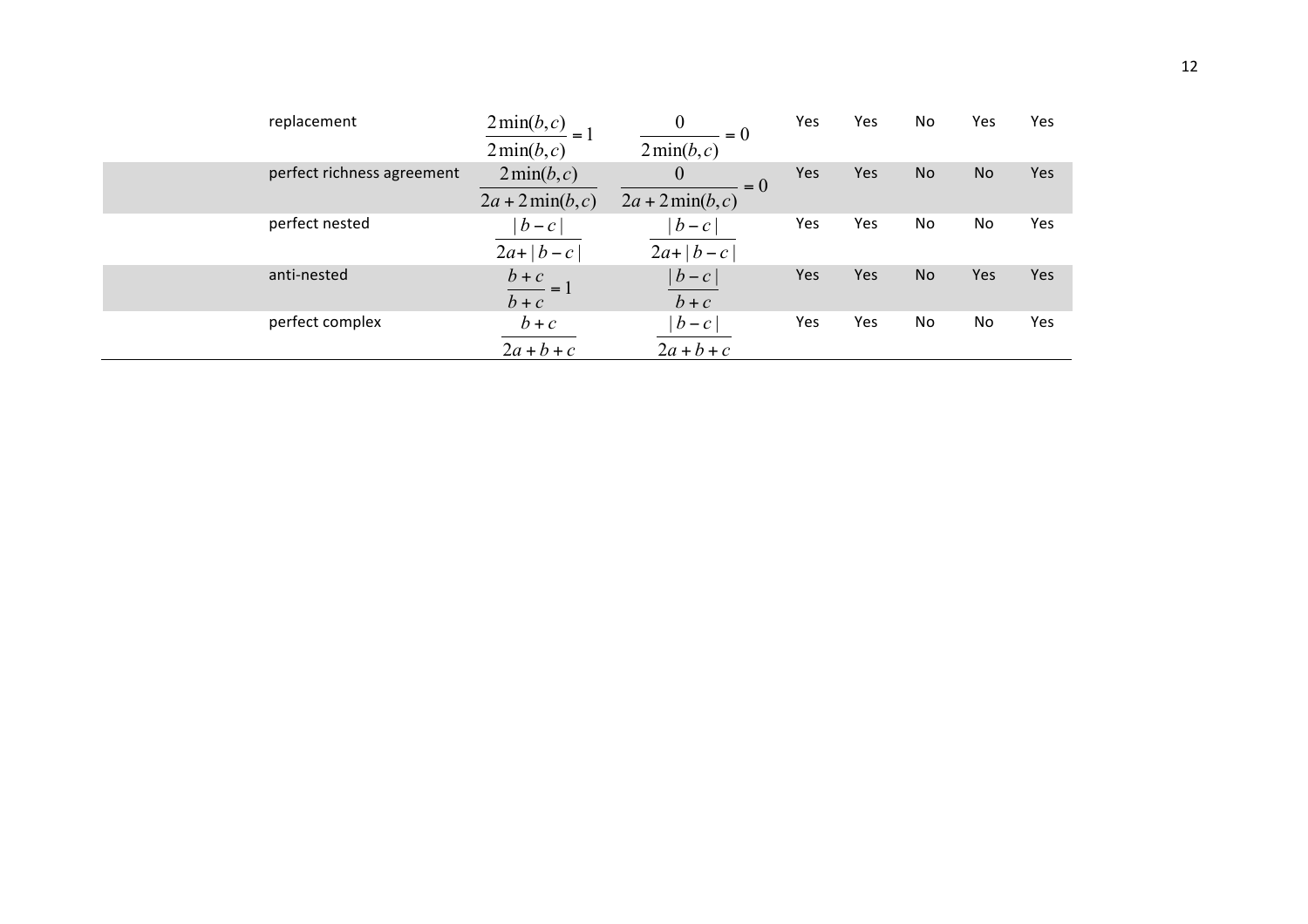| | | | | | | | |
|---|---|---|---|---|---|---|---|
| replacement | $\dfrac{2\min(b,c)}{2\min(b,c)} = 1$ | $\dfrac{0}{2\min(b,c)} = 0$ | Yes | Yes | No | Yes | Yes |
| perfect richness agreement | $\dfrac{2\min(b,c)}{2a + 2\min(b,c)}$ | $\dfrac{0}{2a + 2\min(b,c)} = 0$ | Yes | Yes | No | No | Yes |
| perfect nested | $\dfrac{\lvert b-c \rvert}{2a + \lvert b-c \rvert}$ | $\dfrac{\lvert b-c \rvert}{2a + \lvert b-c \rvert}$ | Yes | Yes | No | No | Yes |
| anti-nested | $\dfrac{b+c}{b+c} = 1$ | $\dfrac{\lvert b-c \rvert}{b+c}$ | Yes | Yes | No | Yes | Yes |
| perfect complex | $\dfrac{b+c}{2a+b+c}$ | $\dfrac{\lvert b-c \rvert}{2a+b+c}$ | Yes | Yes | No | No | Yes |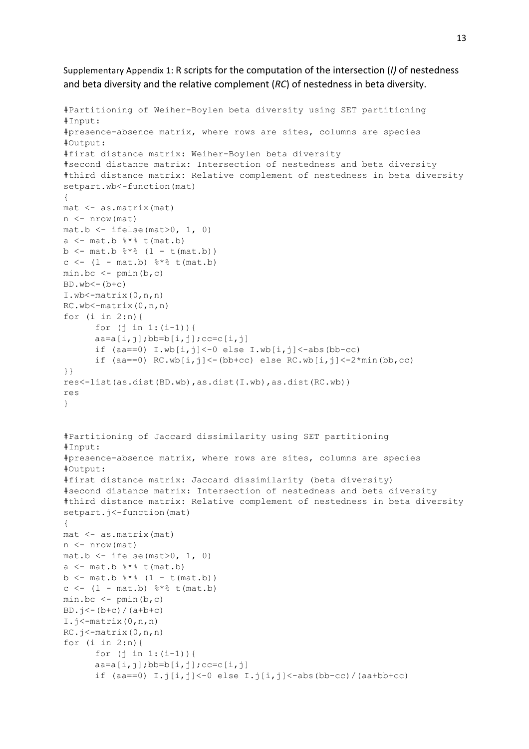Supplementary Appendix 1: R scripts for the computation of the intersection (*I)* of nestedness and beta diversity and the relative complement (*RC*) of nestedness in beta diversity.

```
#Partitioning of Weiher-Boylen beta diversity using SET partitioning
#Input:
#presence-absence matrix, where rows are sites, columns are species
#Output:
#first distance matrix: Weiher-Boylen beta diversity
#second distance matrix: Intersection of nestedness and beta diversity
#third distance matrix: Relative complement of nestedness in beta diversity
setpart.wb<-function(mat)
{
mat <- as.matrix(mat)
n <- nrow(mat)
mat.b <- ifelse(mat>0, 1, 0)
a <- mat.b %*% t(mat.b)
b <- mat.b %*% (1 - t(mat.b))
c <- (1 - mat.b) %*% t(mat.b)
min.bc <- pmin(b,c)
BD.wb<-(b+c)
I.wb<-matrix(0,n,n)
RC.wb<-matrix(0,n,n)
for (i in 2:n){
      for (j in 1:(i-1)){
      aa=a[i,j];bb=b[i,j];cc=c[i,j]
      if (aa==0) I.wb[i,j]<-0 else I.wb[i,j]<-abs(bb-cc)
      if (aa==0) RC.wb[i,j]<-(bb+cc) else RC.wb[i,j]<-2*min(bb,cc)
}}
res<-list(as.dist(BD.wb),as.dist(I.wb),as.dist(RC.wb))
res
}


#Partitioning of Jaccard dissimilarity using SET partitioning
#Input:
#presence-absence matrix, where rows are sites, columns are species
#Output:
#first distance matrix: Jaccard dissimilarity (beta diversity)
#second distance matrix: Intersection of nestedness and beta diversity
#third distance matrix: Relative complement of nestedness in beta diversity
setpart.j<-function(mat)
{
mat <- as.matrix(mat)
n <- nrow(mat)
mat.b <- ifelse(mat>0, 1, 0)
a <- mat.b %*% t(mat.b)
b <- mat.b %*% (1 - t(mat.b))
c <- (1 - mat.b) %*% t(mat.b)
min.bc <- pmin(b,c)
BD.j<-(b+c)/(a+b+c)
I.j<-matrix(0,n,n)
RC.j<-matrix(0,n,n)
for (i in 2:n){
      for (j in 1:(i-1)){
      aa=a[i,j];bb=b[i,j];cc=c[i,j]
      if (aa==0) I.j[i,j]<-0 else I.j[i,j]<-abs(bb-cc)/(aa+bb+cc)
```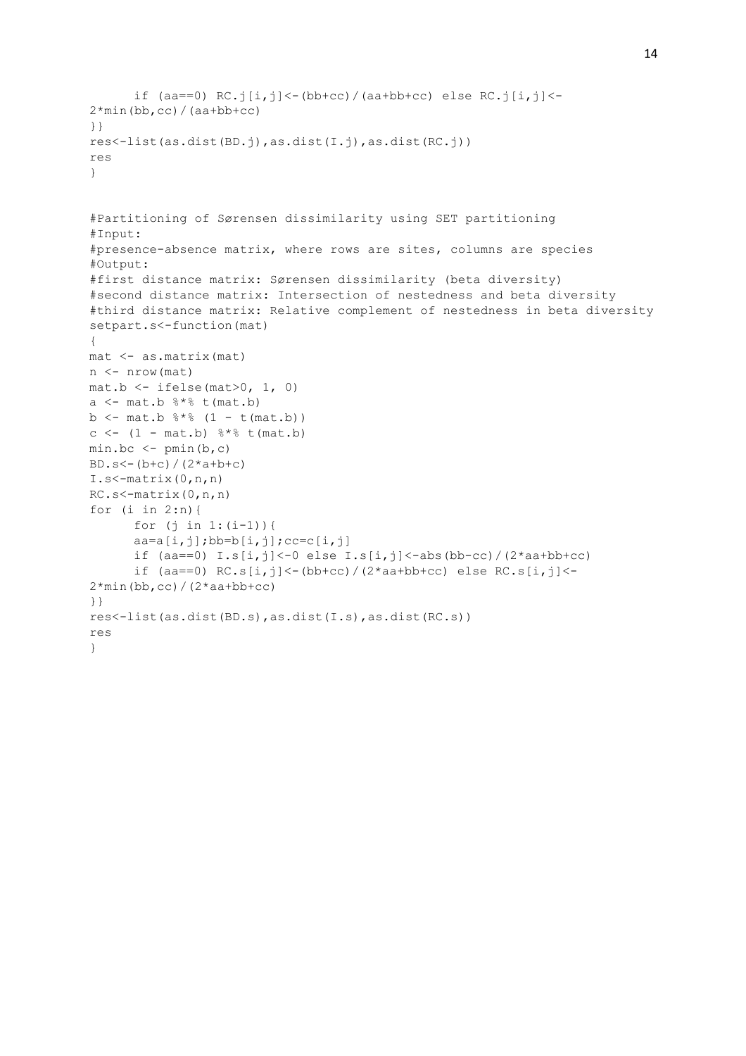```
      if (aa==0) RC.j[i,j]<-(bb+cc)/(aa+bb+cc) else RC.j[i,j]<-
2*min(bb,cc)/(aa+bb+cc)
}}
res<-list(as.dist(BD.j),as.dist(I.j),as.dist(RC.j))
res
}


#Partitioning of Sørensen dissimilarity using SET partitioning
#Input:
#presence-absence matrix, where rows are sites, columns are species
#Output:
#first distance matrix: Sørensen dissimilarity (beta diversity)
#second distance matrix: Intersection of nestedness and beta diversity
#third distance matrix: Relative complement of nestedness in beta diversity
setpart.s<-function(mat)
{
mat <- as.matrix(mat)
n <- nrow(mat)
mat.b <- ifelse(mat>0, 1, 0)
a <- mat.b %*% t(mat.b)
b <- mat.b %*% (1 - t(mat.b))
c <- (1 - mat.b) %*% t(mat.b)
min.bc <- pmin(b,c)
BD.s<-(b+c)/(2*a+b+c)
I.s<-matrix(0,n,n)
RC.s<-matrix(0,n,n)
for (i in 2:n){
      for (j in 1:(i-1)){
      aa=a[i,j];bb=b[i,j];cc=c[i,j]
      if (aa==0) I.s[i,j]<-0 else I.s[i,j]<-abs(bb-cc)/(2*aa+bb+cc)
      if (aa==0) RC.s[i,j]<-(bb+cc)/(2*aa+bb+cc) else RC.s[i,j]<-
2*min(bb,cc)/(2*aa+bb+cc)
}}
res<-list(as.dist(BD.s),as.dist(I.s),as.dist(RC.s))
res
}
```